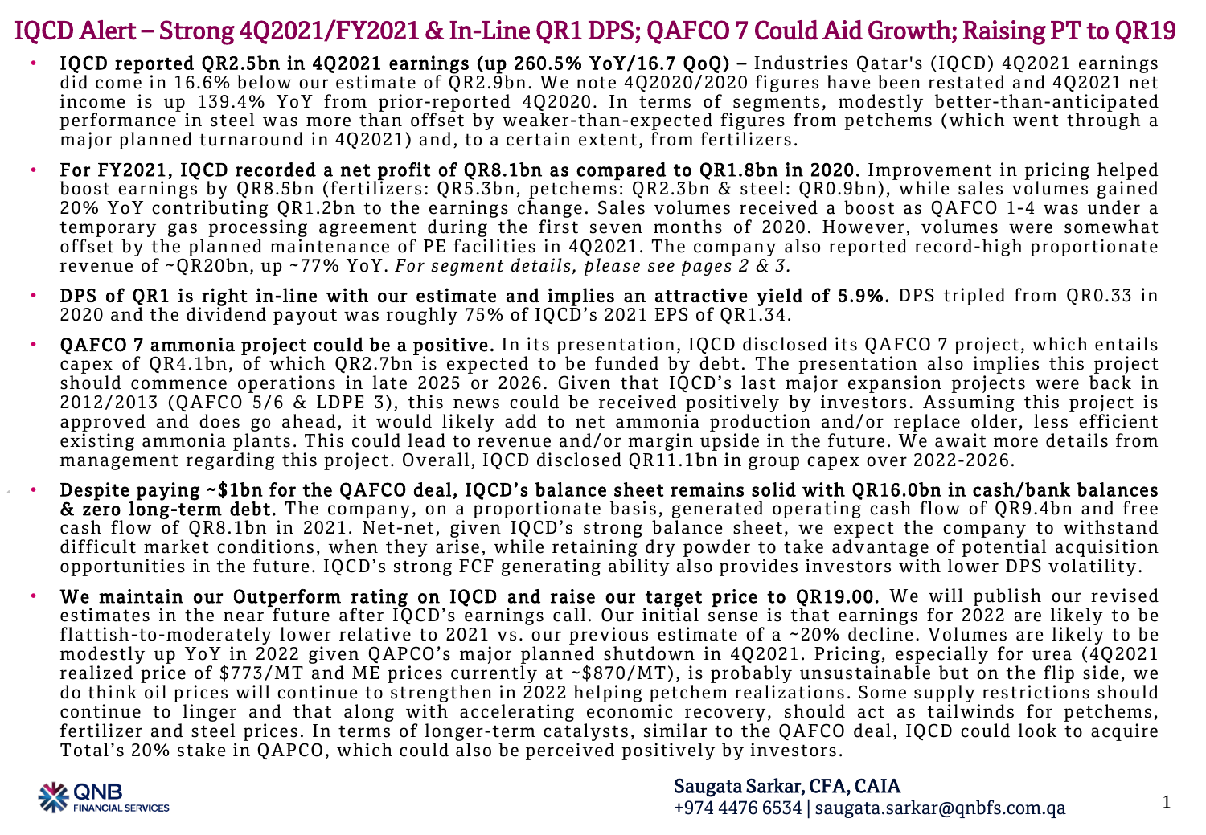# IQCD Alert – Strong 4Q2021/FY2021 & In-Line QR1 DPS; QAFCO 7 Could Aid Growth; Raising PT to QR19

- **IQCD reported QR2.5bn in 4Q2021 earnings (up 260.5% YoY/16.7 QoQ) –** Industries Qatar's (IQCD) 4Q2021 earnings did come in 16.6% below our estimate of QR2.9bn. We note 4Q2020/2020 figures have been restated and 4Q2021 net income is up 139.4% YoY from prior-reported 4Q2020. In terms of segments, modestly better-than-anticipated performance in steel was more than offset by weaker-than-expected figures from petchems (which went through a major planned turnaround in 4Q2021) and, to a certain extent, from fertilizers.
- **For FY2021, IQCD recorded a net profit of QR8.1bn as compared to QR1.8bn in 2020.** Improvement in pricing helped boost earnings by QR8.5bn (fertilizers: QR5.3bn, petchems: QR2.3bn & steel: QR0.9bn), while sales volumes gained 20% YoY contributing QR1.2bn to the earnings change. Sales volumes received a boost as QAFCO 1-4 was under a temporary gas processing agreement during the first seven months of 2020. However, volumes were somewhat offset by the planned maintenance of PE facilities in 4Q2021. The company also reported record-high proportionate revenue of ~QR20bn, up ~77% YoY. *For segment details, please see pages 2 & 3.*
- **DPS of QR1 is right in-line with our estimate and implies an attractive yield of 5.9%.** DPS tripled from QR0.33 in 2020 and the dividend payout was roughly 75% of IQCD's 2021 EPS of QR1.34.
- **QAFCO 7 ammonia project could be a positive.** In its presentation, IQCD disclosed its QAFCO 7 project, which entails capex of QR4.1bn, of which QR2.7bn is expected to be funded by debt. The presentation also implies this project should commence operations in late 2025 or 2026. Given that IQCD's last major expansion projects were back in 2012/2013 (QAFCO 5/6 & LDPE 3), this news could be received positively by investors. Assuming this project is approved and does go ahead, it would likely add to net ammonia production and/or replace older, less efficient existing ammonia plants. This could lead to revenue and/or margin upside in the future. We await more details from management regarding this project. Overall, IQCD disclosed QR11.1bn in group capex over 2022-2026.
- **Despite paying ~$1bn for the QAFCO deal, IQCD's balance sheet remains solid with QR16.0bn in cash/bank balances & zero long-term debt.** The company, on a proportionate basis, generated operating cash flow of QR9.4bn and free cash flow of QR8.1bn in 2021. Net-net, given IQCD's strong balance sheet, we expect the company to withstand difficult market conditions, when they arise, while retaining dry powder to take advantage of potential acquisition opportunities in the future. IQCD's strong FCF generating ability also provides investors with lower DPS volatility.
- **We maintain our Outperform rating on IQCD and raise our target price to QR19.00.** We will publish our revised estimates in the near future after IQCD's earnings call. Our initial sense is that earnings for 2022 are likely to be flattish-to-moderately lower relative to 2021 vs. our previous estimate of a ~20% decline. Volumes are likely to be modestly up YoY in 2022 given QAPCO's major planned shutdown in 4Q2021. Pricing, especially for urea (4Q2021 realized price of $773/MT and ME prices currently at ~$870/MT), is probably unsustainable but on the flip side, we do think oil prices will continue to strengthen in 2022 helping petchem realizations. Some supply restrictions should continue to linger and that along with accelerating economic recovery, should act as tailwinds for petchems, fertilizer and steel prices. In terms of longer-term catalysts, similar to the QAFCO deal, IQCD could look to acquire Total's 20% stake in QAPCO, which could also be perceived positively by investors.

QNB FINANCIAL SERVICES

**Saugata Sarkar, CFA, CAIA**
+974 4476 6534 | saugata.sarkar@qnbfs.com.qa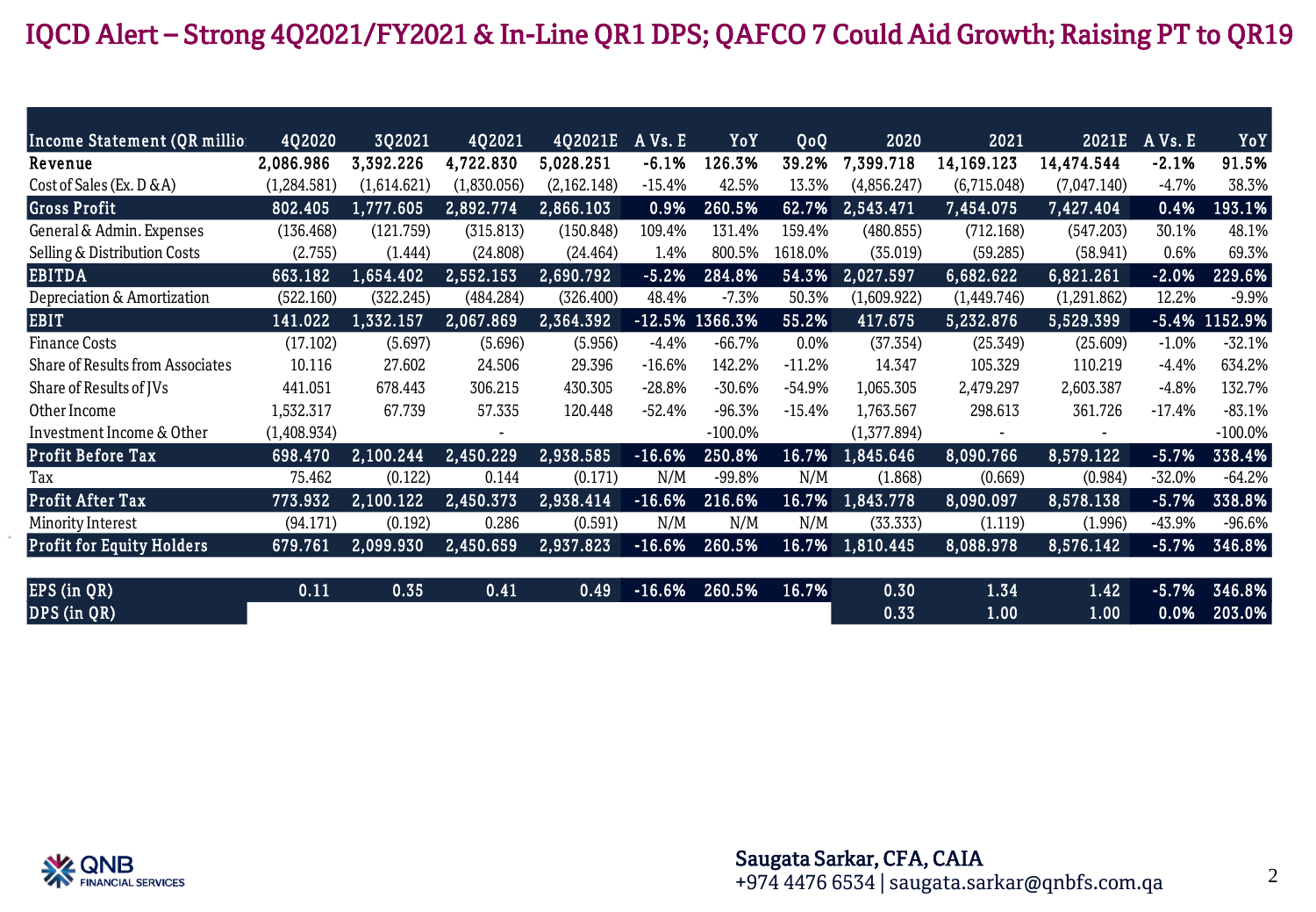# IQCD Alert – Strong 4Q2021/FY2021 & In-Line QR1 DPS; QAFCO 7 Could Aid Growth; Raising PT to QR19

| Income Statement (QR millio | 4Q2020 | 3Q2021 | 4Q2021 | 4Q2021E | A Vs. E | YoY | QoQ | 2020 | 2021 | 2021E | A Vs. E | YoY |
|---|---|---|---|---|---|---|---|---|---|---|---|---|
| **Revenue** | **2,086.986** | **3,392.226** | **4,722.830** | **5,028.251** | **-6.1%** | **126.3%** | **39.2%** | **7,399.718** | **14,169.123** | **14,474.544** | **-2.1%** | **91.5%** |
| Cost of Sales (Ex. D &A) | (1,284.581) | (1,614.621) | (1,830.056) | (2,162.148) | -15.4% | 42.5% | 13.3% | (4,856.247) | (6,715.048) | (7,047.140) | -4.7% | 38.3% |
| **Gross Profit** | **802.405** | **1,777.605** | **2,892.774** | **2,866.103** | **0.9%** | **260.5%** | **62.7%** | **2,543.471** | **7,454.075** | **7,427.404** | **0.4%** | **193.1%** |
| General & Admin. Expenses | (136.468) | (121.759) | (315.813) | (150.848) | 109.4% | 131.4% | 159.4% | (480.855) | (712.168) | (547.203) | 30.1% | 48.1% |
| Selling & Distribution Costs | (2.755) | (1.444) | (24.808) | (24.464) | 1.4% | 800.5% | 1618.0% | (35.019) | (59.285) | (58.941) | 0.6% | 69.3% |
| **EBITDA** | **663.182** | **1,654.402** | **2,552.153** | **2,690.792** | **-5.2%** | **284.8%** | **54.3%** | **2,027.597** | **6,682.622** | **6,821.261** | **-2.0%** | **229.6%** |
| Depreciation & Amortization | (522.160) | (322.245) | (484.284) | (326.400) | 48.4% | -7.3% | 50.3% | (1,609.922) | (1,449.746) | (1,291.862) | 12.2% | -9.9% |
| **EBIT** | **141.022** | **1,332.157** | **2,067.869** | **2,364.392** | **-12.5%** | **1366.3%** | **55.2%** | **417.675** | **5,232.876** | **5,529.399** | **-5.4%** | **1152.9%** |
| Finance Costs | (17.102) | (5.697) | (5.696) | (5.956) | -4.4% | -66.7% | 0.0% | (37.354) | (25.349) | (25.609) | -1.0% | -32.1% |
| Share of Results from Associates | 10.116 | 27.602 | 24.506 | 29.396 | -16.6% | 142.2% | -11.2% | 14.347 | 105.329 | 110.219 | -4.4% | 634.2% |
| Share of Results of JVs | 441.051 | 678.443 | 306.215 | 430.305 | -28.8% | -30.6% | -54.9% | 1,065.305 | 2,479.297 | 2,603.387 | -4.8% | 132.7% |
| Other Income | 1,532.317 | 67.739 | 57.335 | 120.448 | -52.4% | -96.3% | -15.4% | 1,763.567 | 298.613 | 361.726 | -17.4% | -83.1% |
| Investment Income & Other | (1,408.934) | | - | | | -100.0% | | (1,377.894) | - | - | | -100.0% |
| **Profit Before Tax** | **698.470** | **2,100.244** | **2,450.229** | **2,938.585** | **-16.6%** | **250.8%** | **16.7%** | **1,845.646** | **8,090.766** | **8,579.122** | **-5.7%** | **338.4%** |
| Tax | 75.462 | (0.122) | 0.144 | (0.171) | N/M | -99.8% | N/M | (1.868) | (0.669) | (0.984) | -32.0% | -64.2% |
| **Profit After Tax** | **773.932** | **2,100.122** | **2,450.373** | **2,938.414** | **-16.6%** | **216.6%** | **16.7%** | **1,843.778** | **8,090.097** | **8,578.138** | **-5.7%** | **338.8%** |
| Minority Interest | (94.171) | (0.192) | 0.286 | (0.591) | N/M | N/M | N/M | (33.333) | (1.119) | (1.996) | -43.9% | -96.6% |
| **Profit for Equity Holders** | **679.761** | **2,099.930** | **2,450.659** | **2,937.823** | **-16.6%** | **260.5%** | **16.7%** | **1,810.445** | **8,088.978** | **8,576.142** | **-5.7%** | **346.8%** |
| | | | | | | | | | | | | |
| **EPS (in QR)** | **0.11** | **0.35** | **0.41** | **0.49** | **-16.6%** | **260.5%** | **16.7%** | **0.30** | **1.34** | **1.42** | **-5.7%** | **346.8%** |
| **DPS (in QR)** | | | | | | | | **0.33** | **1.00** | **1.00** | **0.0%** | **203.0%** |

Saugata Sarkar, CFA, CAIA
+974 4476 6534 | saugata.sarkar@qnbfs.com.qa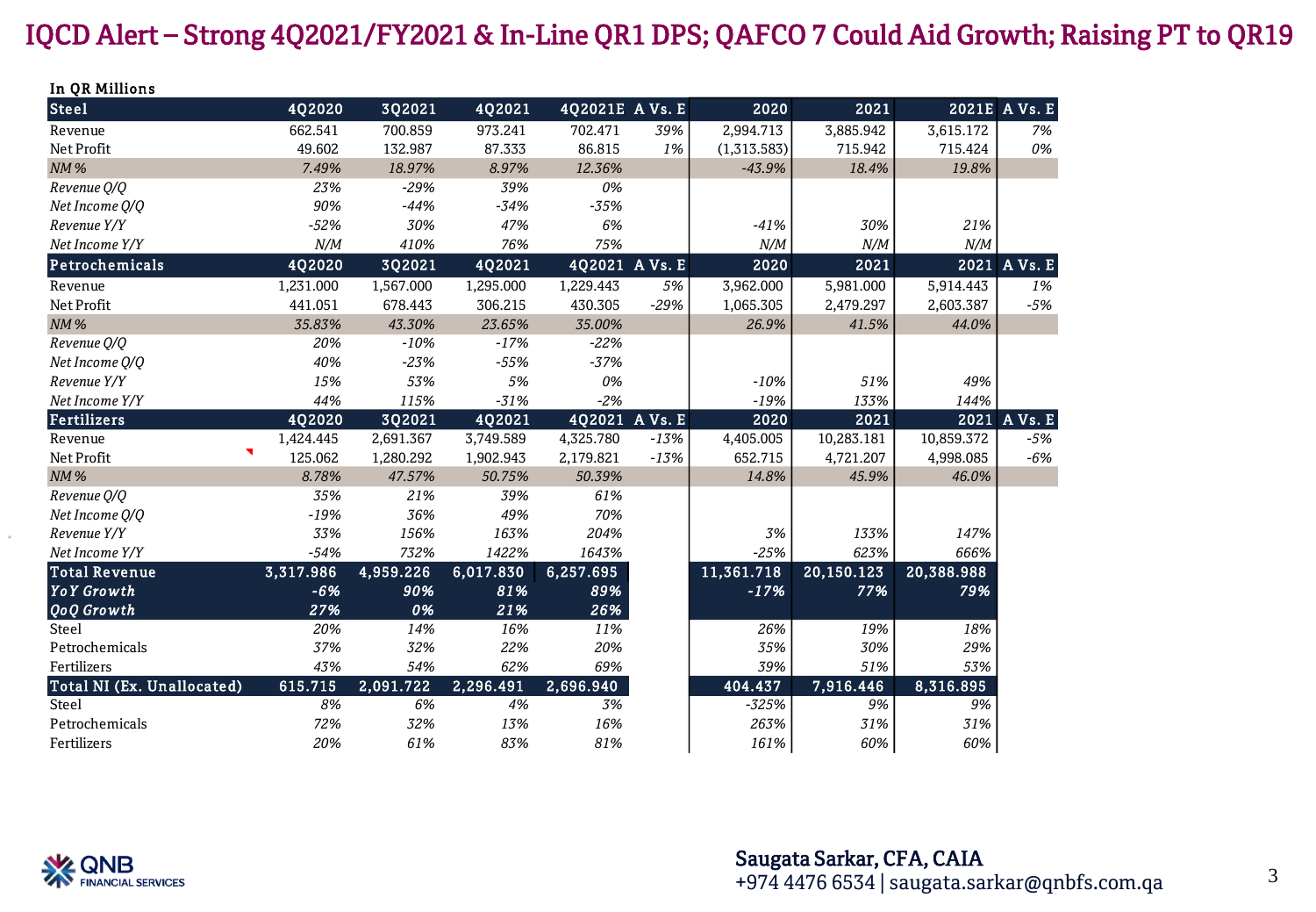# IQCD Alert – Strong 4Q2021/FY2021 & In-Line QR1 DPS; QAFCO 7 Could Aid Growth; Raising PT to QR19

In QR Millions

| Steel | 4Q2020 | 3Q2021 | 4Q2021 | 4Q2021E | A Vs. E | 2020 | 2021 | 2021E | A Vs. E |
|---|---|---|---|---|---|---|---|---|---|
| Revenue | 662.541 | 700.859 | 973.241 | 702.471 | 39% | 2,994.713 | 3,885.942 | 3,615.172 | 7% |
| Net Profit | 49.602 | 132.987 | 87.333 | 86.815 | 1% | (1,313.583) | 715.942 | 715.424 | 0% |
| *NM %* | *7.49%* | *18.97%* | *8.97%* | *12.36%* | | *-43.9%* | *18.4%* | *19.8%* | |
| *Revenue Q/Q* | *23%* | *-29%* | *39%* | *0%* | | | | | |
| *Net Income Q/Q* | *90%* | *-44%* | *-34%* | *-35%* | | | | | |
| *Revenue Y/Y* | *-52%* | *30%* | *47%* | *6%* | | *-41%* | *30%* | *21%* | |
| *Net Income Y/Y* | *N/M* | *410%* | *76%* | *75%* | | *N/M* | *N/M* | *N/M* | |
| **Petrochemicals** | **4Q2020** | **3Q2021** | **4Q2021** | **4Q2021** | **A Vs. E** | **2020** | **2021** | **2021** | **A Vs. E** |
| Revenue | 1,231.000 | 1,567.000 | 1,295.000 | 1,229.443 | 5% | 3,962.000 | 5,981.000 | 5,914.443 | 1% |
| Net Profit | 441.051 | 678.443 | 306.215 | 430.305 | -29% | 1,065.305 | 2,479.297 | 2,603.387 | -5% |
| *NM %* | *35.83%* | *43.30%* | *23.65%* | *35.00%* | | *26.9%* | *41.5%* | *44.0%* | |
| *Revenue Q/Q* | *20%* | *-10%* | *-17%* | *-22%* | | | | | |
| *Net Income Q/Q* | *40%* | *-23%* | *-55%* | *-37%* | | | | | |
| *Revenue Y/Y* | *15%* | *53%* | *5%* | *0%* | | *-10%* | *51%* | *49%* | |
| *Net Income Y/Y* | *44%* | *115%* | *-31%* | *-2%* | | *-19%* | *133%* | *144%* | |
| **Fertilizers** | **4Q2020** | **3Q2021** | **4Q2021** | **4Q2021** | **A Vs. E** | **2020** | **2021** | **2021** | **A Vs. E** |
| Revenue | 1,424.445 | 2,691.367 | 3,749.589 | 4,325.780 | -13% | 4,405.005 | 10,283.181 | 10,859.372 | -5% |
| Net Profit | 125.062 | 1,280.292 | 1,902.943 | 2,179.821 | -13% | 652.715 | 4,721.207 | 4,998.085 | -6% |
| *NM %* | *8.78%* | *47.57%* | *50.75%* | *50.39%* | | *14.8%* | *45.9%* | *46.0%* | |
| *Revenue Q/Q* | *35%* | *21%* | *39%* | *61%* | | | | | |
| *Net Income Q/Q* | *-19%* | *36%* | *49%* | *70%* | | | | | |
| *Revenue Y/Y* | *33%* | *156%* | *163%* | *204%* | | *3%* | *133%* | *147%* | |
| *Net Income Y/Y* | *-54%* | *732%* | *1422%* | *1643%* | | *-25%* | *623%* | *666%* | |
| **Total Revenue** | **3,317.986** | **4,959.226** | **6,017.830** | **6,257.695** | | **11,361.718** | **20,150.123** | **20,388.988** | |
| ***YoY Growth*** | ***-6%*** | ***90%*** | ***81%*** | ***89%*** | | ***-17%*** | ***77%*** | ***79%*** | |
| ***QoQ Growth*** | ***27%*** | ***0%*** | ***21%*** | ***26%*** | | | | | |
| Steel | *20%* | *14%* | *16%* | *11%* | | *26%* | *19%* | *18%* | |
| Petrochemicals | *37%* | *32%* | *22%* | *20%* | | *35%* | *30%* | *29%* | |
| Fertilizers | *43%* | *54%* | *62%* | *69%* | | *39%* | *51%* | *53%* | |
| **Total NI (Ex. Unallocated)** | **615.715** | **2,091.722** | **2,296.491** | **2,696.940** | | **404.437** | **7,916.446** | **8,316.895** | |
| Steel | *8%* | *6%* | *4%* | *3%* | | *-325%* | *9%* | *9%* | |
| Petrochemicals | *72%* | *32%* | *13%* | *16%* | | *263%* | *31%* | *31%* | |
| Fertilizers | *20%* | *61%* | *83%* | *81%* | | *161%* | *60%* | *60%* | |

**Saugata Sarkar, CFA, CAIA**
+974 4476 6534 | saugata.sarkar@qnbfs.com.qa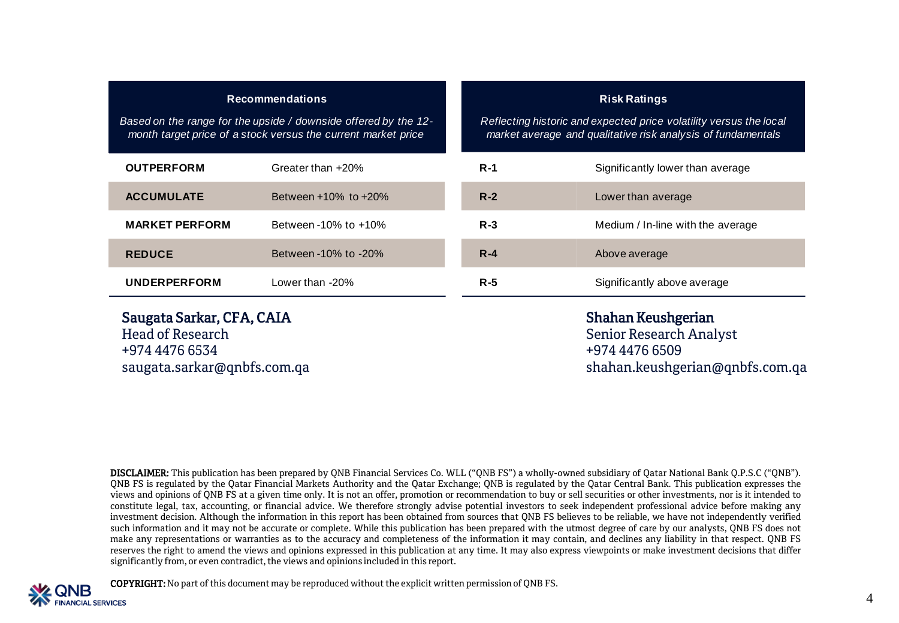| Recommendations | |
|---|---|
| *Based on the range for the upside / downside offered by the 12-month target price of a stock versus the current market price* | |
| **OUTPERFORM** | Greater than +20% |
| **ACCUMULATE** | Between +10% to +20% |
| **MARKET PERFORM** | Between -10% to +10% |
| **REDUCE** | Between -10% to -20% |
| **UNDERPERFORM** | Lower than -20% |

| Risk Ratings | |
|---|---|
| *Reflecting historic and expected price volatility versus the local market average and qualitative risk analysis of fundamentals* | |
| **R-1** | Significantly lower than average |
| **R-2** | Lower than average |
| **R-3** | Medium / In-line with the average |
| **R-4** | Above average |
| **R-5** | Significantly above average |

Saugata Sarkar, CFA, CAIA
Head of Research
+974 4476 6534
saugata.sarkar@qnbfs.com.qa

Shahan Keushgerian
Senior Research Analyst
+974 4476 6509
shahan.keushgerian@qnbfs.com.qa

**DISCLAIMER:** This publication has been prepared by QNB Financial Services Co. WLL ("QNB FS") a wholly-owned subsidiary of Qatar National Bank Q.P.S.C ("QNB"). QNB FS is regulated by the Qatar Financial Markets Authority and the Qatar Exchange; QNB is regulated by the Qatar Central Bank. This publication expresses the views and opinions of QNB FS at a given time only. It is not an offer, promotion or recommendation to buy or sell securities or other investments, nor is it intended to constitute legal, tax, accounting, or financial advice. We therefore strongly advise potential investors to seek independent professional advice before making any investment decision. Although the information in this report has been obtained from sources that QNB FS believes to be reliable, we have not independently verified such information and it may not be accurate or complete. While this publication has been prepared with the utmost degree of care by our analysts, QNB FS does not make any representations or warranties as to the accuracy and completeness of the information it may contain, and declines any liability in that respect. QNB FS reserves the right to amend the views and opinions expressed in this publication at any time. It may also express viewpoints or make investment decisions that differ significantly from, or even contradict, the views and opinions included in this report.

**COPYRIGHT:** No part of this document may be reproduced without the explicit written permission of QNB FS.

QNB FINANCIAL SERVICES